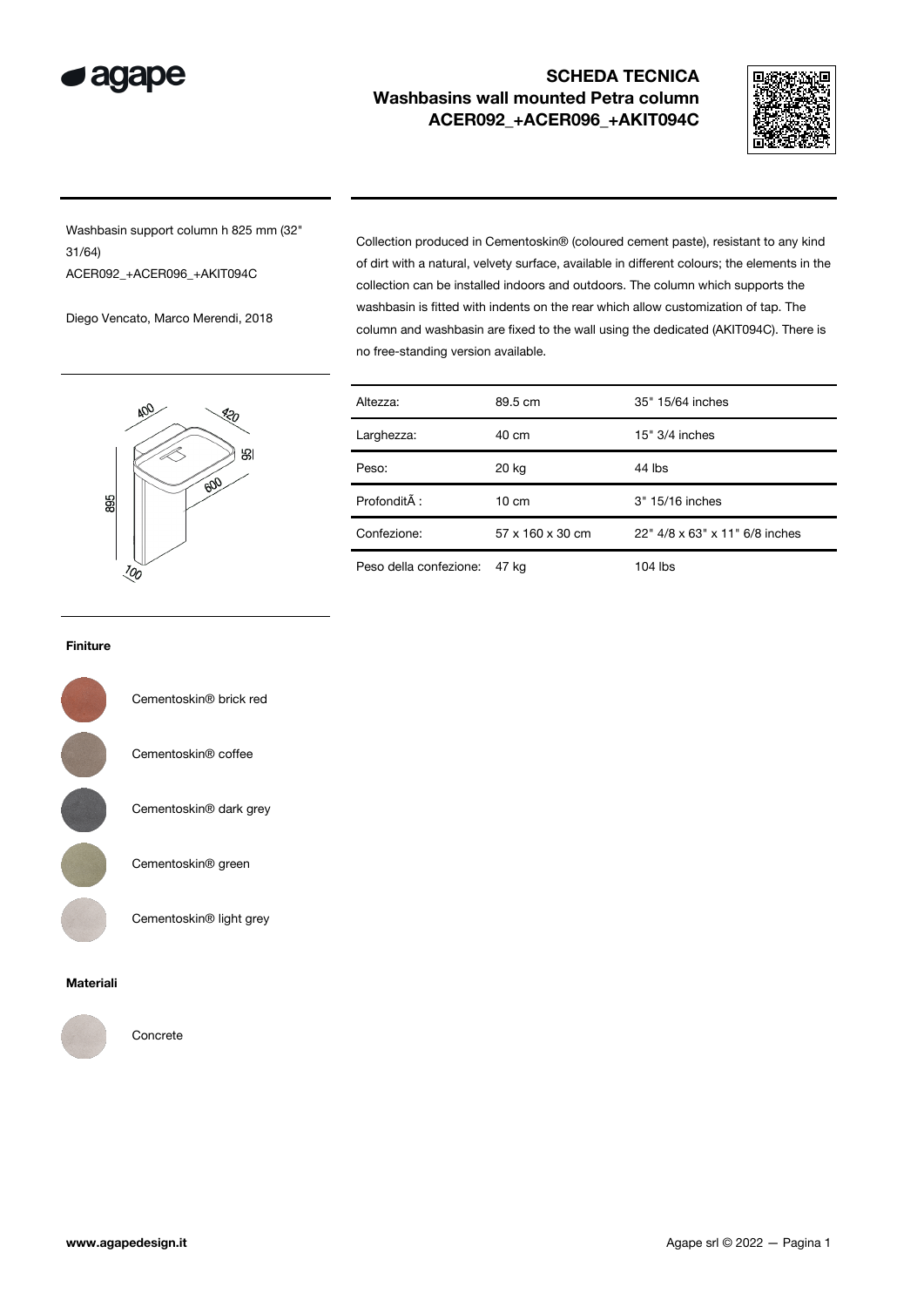## SCHEDA TECNICA
## Washbasins wall mounted Petra column
## ACER092_+ACER096_+AKIT094C

Washbasin support column h 825 mm (32" 31/64)
ACER092_+ACER096_+AKIT094C

Diego Vencato, Marco Merendi, 2018

Collection produced in Cementoskin® (coloured cement paste), resistant to any kind of dirt with a natural, velvety surface, available in different colours; the elements in the collection can be installed indoors and outdoors. The column which supports the washbasin is fitted with indents on the rear which allow customization of tap. The column and washbasin are fixed to the wall using the dedicated (AKIT094C). There is no free-standing version available.

| Altezza: | 89.5 cm | 35" 15/64 inches |
|---|---|---|
| Larghezza: | 40 cm | 15" 3/4 inches |
| Peso: | 20 kg | 44 lbs |
| ProfonditÃ : | 10 cm | 3" 15/16 inches |
| Confezione: | 57 x 160 x 30 cm | 22" 4/8 x 63" x 11" 6/8 inches |
| Peso della confezione: | 47 kg | 104 lbs |

**Finiture**

Cementoskin® brick red

Cementoskin® coffee

Cementoskin® dark grey

Cementoskin® green

Cementoskin® light grey

**Materiali**

Concrete

www.agapedesign.it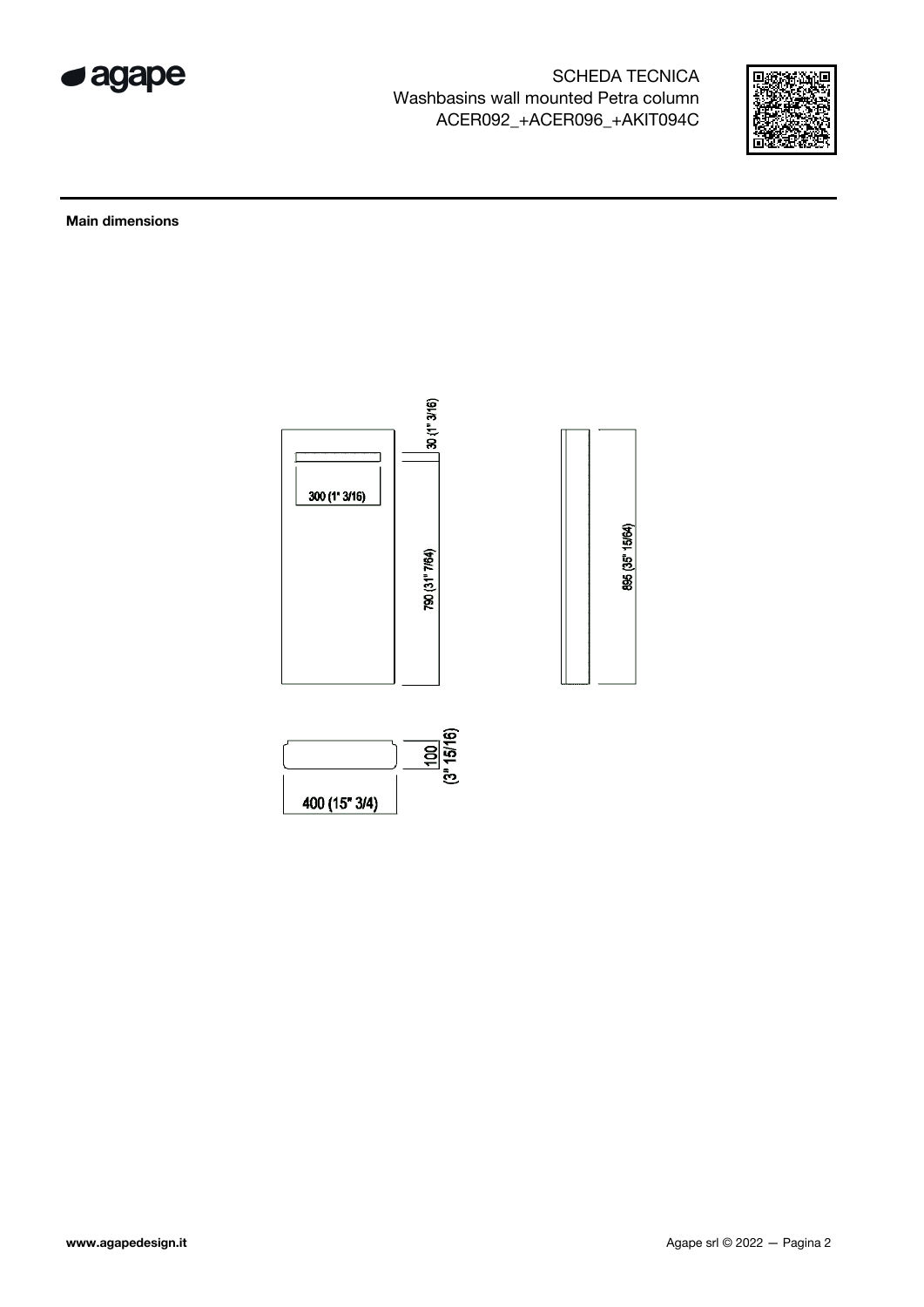SCHEDA TECNICA
Washbasins wall mounted Petra column
ACER092_+ACER096_+AKIT094C

**Main dimensions**

30 (1" 3/16)

300 (1" 3/16)

790 (31" 7/64)

895 (35" 15/64)

100 (3" 15/16)

400 (15" 3/4)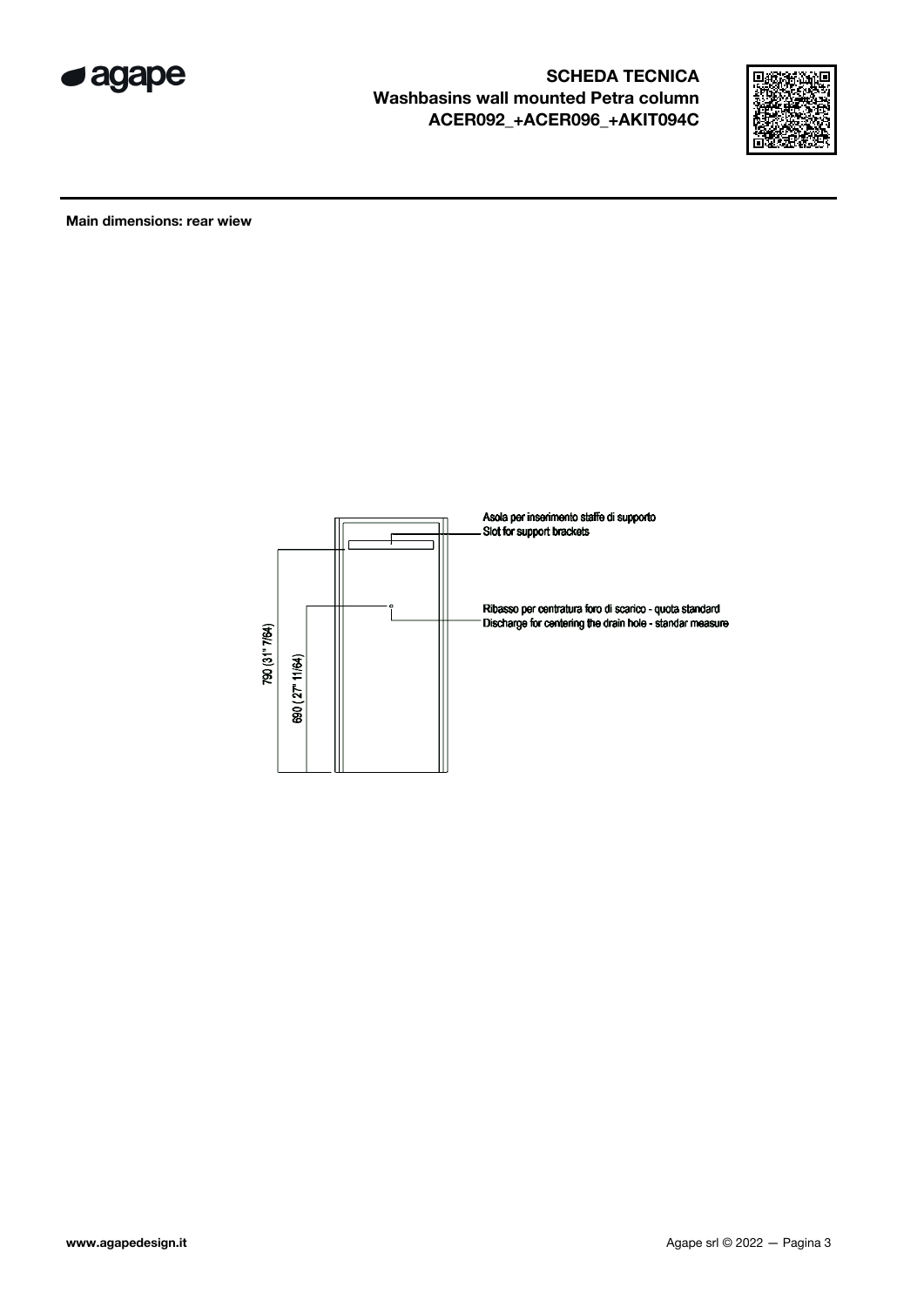**SCHEDA TECNICA**
**Washbasins wall mounted Petra column**
**ACER092_+ACER096_+AKIT094C**

**Main dimensions: rear wiew**

Asola per inserimento staffe di supporto
Slot for support brackets

Ribasso per centratura foro di scarico - quota standard
Discharge for centering the drain hole - standar measure

790 (31" 7/64)

690 (27" 11/64)

www.agapedesign.it

Agape srl © 2022